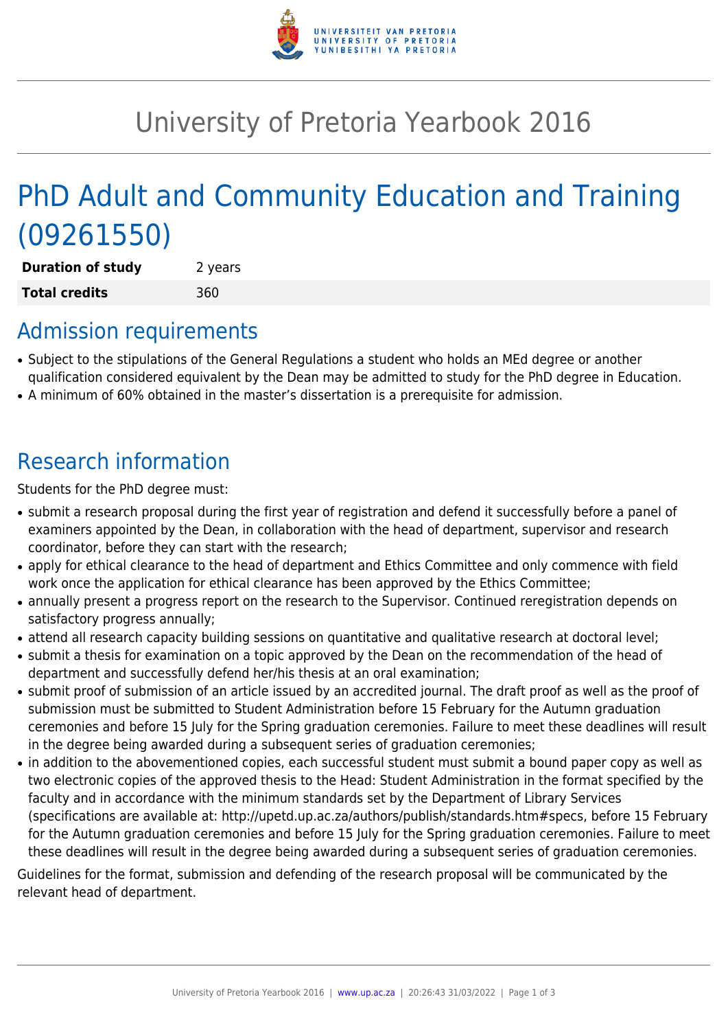# University of Pretoria Yearbook 2016

# PhD Adult and Community Education and Training (09261550)

| **Duration of study** | 2 years |
|---|---|
| **Total credits** | 360 |

## Admission requirements

- Subject to the stipulations of the General Regulations a student who holds an MEd degree or another qualification considered equivalent by the Dean may be admitted to study for the PhD degree in Education.
- A minimum of 60% obtained in the master's dissertation is a prerequisite for admission.

## Research information

Students for the PhD degree must:

- submit a research proposal during the first year of registration and defend it successfully before a panel of examiners appointed by the Dean, in collaboration with the head of department, supervisor and research coordinator, before they can start with the research;
- apply for ethical clearance to the head of department and Ethics Committee and only commence with field work once the application for ethical clearance has been approved by the Ethics Committee;
- annually present a progress report on the research to the Supervisor. Continued reregistration depends on satisfactory progress annually;
- attend all research capacity building sessions on quantitative and qualitative research at doctoral level;
- submit a thesis for examination on a topic approved by the Dean on the recommendation of the head of department and successfully defend her/his thesis at an oral examination;
- submit proof of submission of an article issued by an accredited journal. The draft proof as well as the proof of submission must be submitted to Student Administration before 15 February for the Autumn graduation ceremonies and before 15 July for the Spring graduation ceremonies. Failure to meet these deadlines will result in the degree being awarded during a subsequent series of graduation ceremonies;
- in addition to the abovementioned copies, each successful student must submit a bound paper copy as well as two electronic copies of the approved thesis to the Head: Student Administration in the format specified by the faculty and in accordance with the minimum standards set by the Department of Library Services (specifications are available at: http://upetd.up.ac.za/authors/publish/standards.htm#specs, before 15 February for the Autumn graduation ceremonies and before 15 July for the Spring graduation ceremonies. Failure to meet these deadlines will result in the degree being awarded during a subsequent series of graduation ceremonies.

Guidelines for the format, submission and defending of the research proposal will be communicated by the relevant head of department.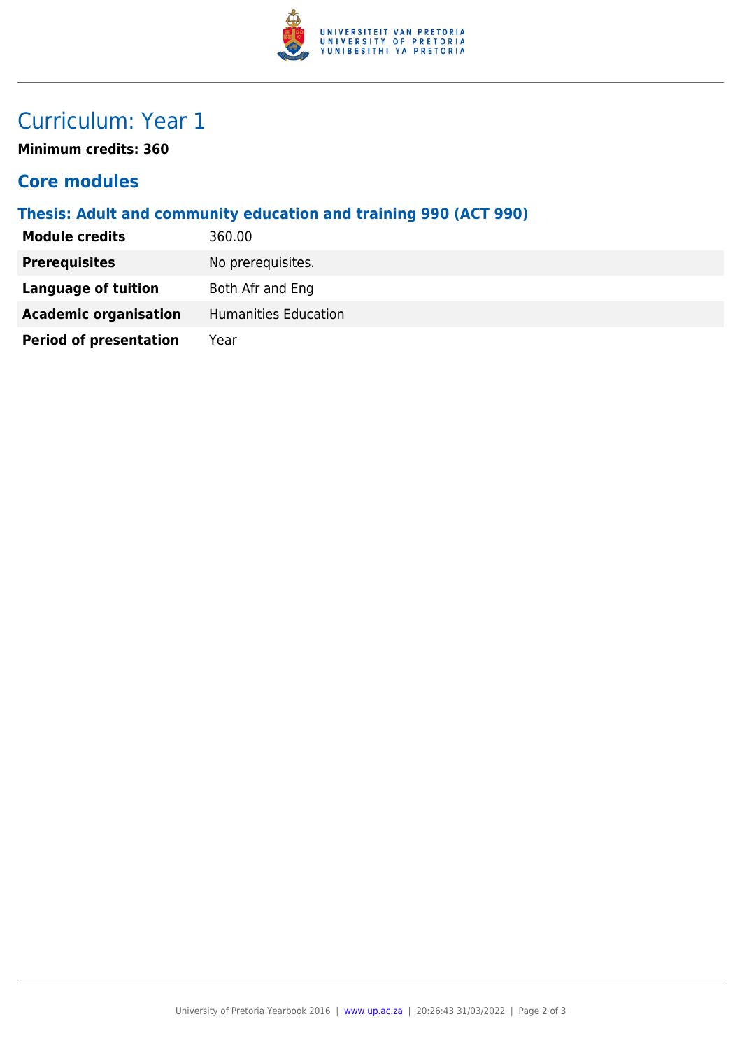# Curriculum: Year 1

**Minimum credits: 360**

## Core modules

### Thesis: Adult and community education and training 990 (ACT 990)

| | |
|---|---|
| **Module credits** | 360.00 |
| **Prerequisites** | No prerequisites. |
| **Language of tuition** | Both Afr and Eng |
| **Academic organisation** | Humanities Education |
| **Period of presentation** | Year |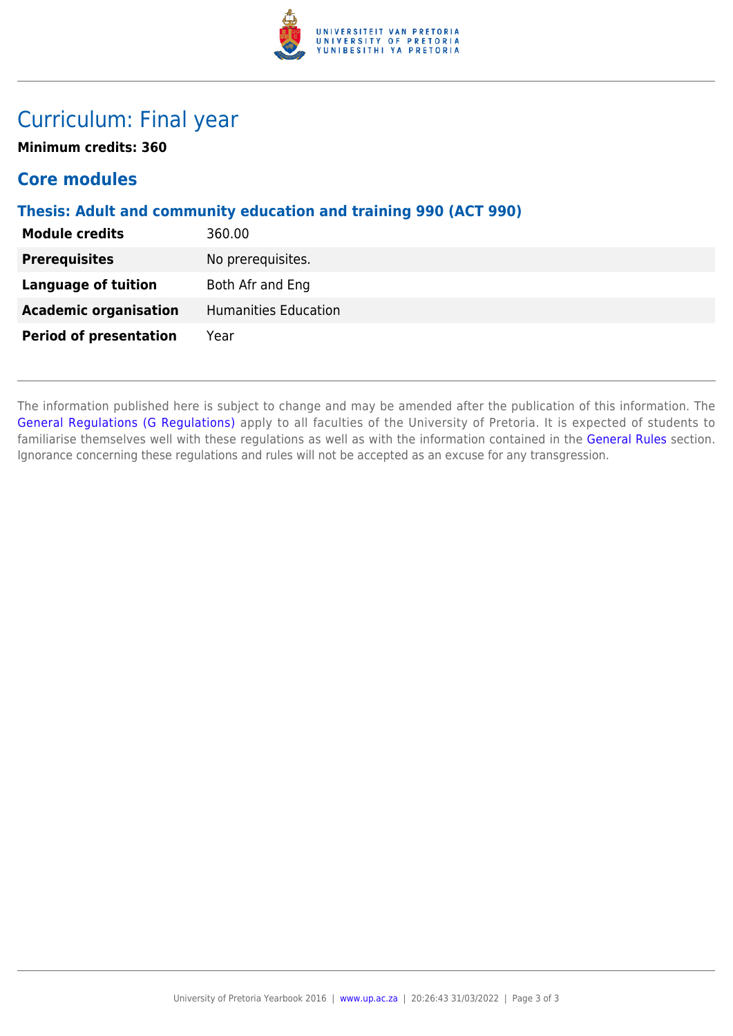# Curriculum: Final year

**Minimum credits: 360**

## Core modules

### Thesis: Adult and community education and training 990 (ACT 990)

| | |
|---|---|
| **Module credits** | 360.00 |
| **Prerequisites** | No prerequisites. |
| **Language of tuition** | Both Afr and Eng |
| **Academic organisation** | Humanities Education |
| **Period of presentation** | Year |

The information published here is subject to change and may be amended after the publication of this information. The General Regulations (G Regulations) apply to all faculties of the University of Pretoria. It is expected of students to familiarise themselves well with these regulations as well as with the information contained in the General Rules section. Ignorance concerning these regulations and rules will not be accepted as an excuse for any transgression.